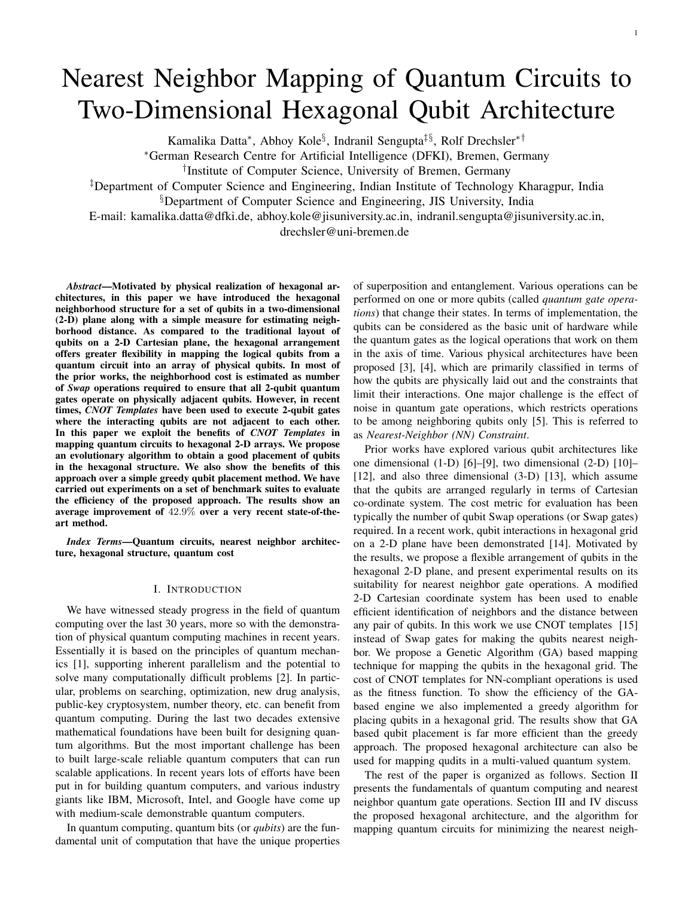# Nearest Neighbor Mapping of Quantum Circuits to Two-Dimensional Hexagonal Qubit Architecture

Kamalika Datta[*], Abhoy Kole[§], Indranil Sengupta[‡§], Rolf Drechsler[*†]

[*]German Research Centre for Artificial Intelligence (DFKI), Bremen, Germany

[†]Institute of Computer Science, University of Bremen, Germany

[‡]Department of Computer Science and Engineering, Indian Institute of Technology Kharagpur, India

[§]Department of Computer Science and Engineering, JIS University, India

E-mail: kamalika.datta@dfki.de, abhoy.kole@jisuniversity.ac.in, indranil.sengupta@jisuniversity.ac.in, drechsler@uni-bremen.de

***Abstract*—Motivated by physical realization of hexagonal architectures, in this paper we have introduced the hexagonal neighborhood structure for a set of qubits in a two-dimensional (2-D) plane along with a simple measure for estimating neighborhood distance. As compared to the traditional layout of qubits on a 2-D Cartesian plane, the hexagonal arrangement offers greater flexibility in mapping the logical qubits from a quantum circuit into an array of physical qubits. In most of the prior works, the neighborhood cost is estimated as number of *Swap* operations required to ensure that all 2-qubit quantum gates operate on physically adjacent qubits. However, in recent times, *CNOT Templates* have been used to execute 2-qubit gates where the interacting qubits are not adjacent to each other. In this paper we exploit the benefits of *CNOT Templates* in mapping quantum circuits to hexagonal 2-D arrays. We propose an evolutionary algorithm to obtain a good placement of qubits in the hexagonal structure. We also show the benefits of this approach over a simple greedy qubit placement method. We have carried out experiments on a set of benchmark suites to evaluate the efficiency of the proposed approach. The results show an average improvement of 42.9% over a very recent state-of-the-art method.**

***Index Terms*—Quantum circuits, nearest neighbor architecture, hexagonal structure, quantum cost**

## I. Introduction

We have witnessed steady progress in the field of quantum computing over the last 30 years, more so with the demonstration of physical quantum computing machines in recent years. Essentially it is based on the principles of quantum mechanics [1], supporting inherent parallelism and the potential to solve many computationally difficult problems [2]. In particular, problems on searching, optimization, new drug analysis, public-key cryptosystem, number theory, etc. can benefit from quantum computing. During the last two decades extensive mathematical foundations have been built for designing quantum algorithms. But the most important challenge has been to built large-scale reliable quantum computers that can run scalable applications. In recent years lots of efforts have been put in for building quantum computers, and various industry giants like IBM, Microsoft, Intel, and Google have come up with medium-scale demonstrable quantum computers.

In quantum computing, quantum bits (or *qubits*) are the fundamental unit of computation that have the unique properties of superposition and entanglement. Various operations can be performed on one or more qubits (called *quantum gate operations*) that change their states. In terms of implementation, the qubits can be considered as the basic unit of hardware while the quantum gates as the logical operations that work on them in the axis of time. Various physical architectures have been proposed [3], [4], which are primarily classified in terms of how the qubits are physically laid out and the constraints that limit their interactions. One major challenge is the effect of noise in quantum gate operations, which restricts operations to be among neighboring qubits only [5]. This is referred to as *Nearest-Neighbor (NN) Constraint*.

Prior works have explored various qubit architectures like one dimensional (1-D) [6]–[9], two dimensional (2-D) [10]–[12], and also three dimensional (3-D) [13], which assume that the qubits are arranged regularly in terms of Cartesian co-ordinate system. The cost metric for evaluation has been typically the number of qubit Swap operations (or Swap gates) required. In a recent work, qubit interactions in hexagonal grid on a 2-D plane have been demonstrated [14]. Motivated by the results, we propose a flexible arrangement of qubits in the hexagonal 2-D plane, and present experimental results on its suitability for nearest neighbor gate operations. A modified 2-D Cartesian coordinate system has been used to enable efficient identification of neighbors and the distance between any pair of qubits. In this work we use CNOT templates [15] instead of Swap gates for making the qubits nearest neighbor. We propose a Genetic Algorithm (GA) based mapping technique for mapping the qubits in the hexagonal grid. The cost of CNOT templates for NN-compliant operations is used as the fitness function. To show the efficiency of the GA-based engine we also implemented a greedy algorithm for placing qubits in a hexagonal grid. The results show that GA based qubit placement is far more efficient than the greedy approach. The proposed hexagonal architecture can also be used for mapping qudits in a multi-valued quantum system.

The rest of the paper is organized as follows. Section II presents the fundamentals of quantum computing and nearest neighbor quantum gate operations. Section III and IV discuss the proposed hexagonal architecture, and the algorithm for mapping quantum circuits for minimizing the nearest neigh-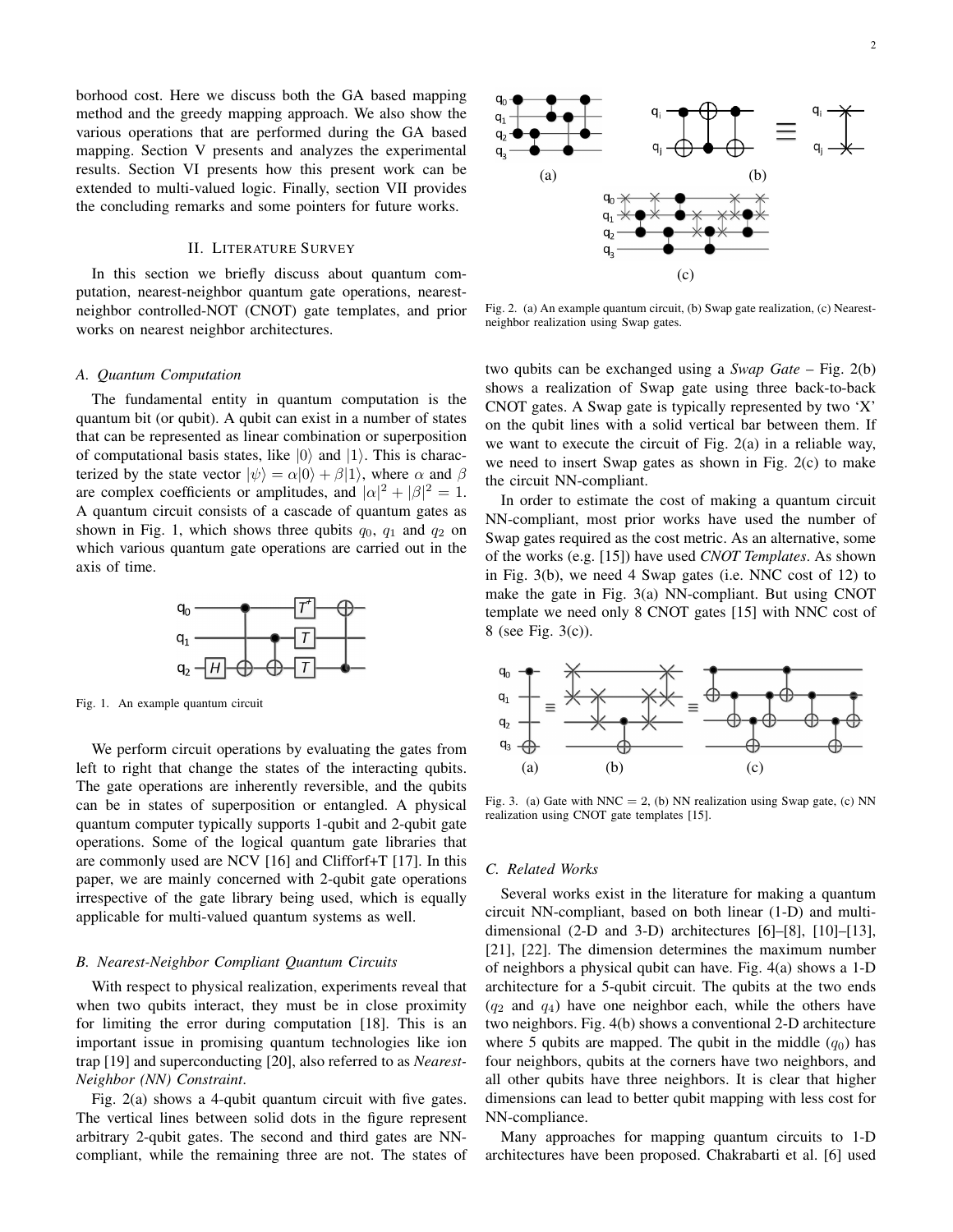borhood cost. Here we discuss both the GA based mapping method and the greedy mapping approach. We also show the various operations that are performed during the GA based mapping. Section V presents and analyzes the experimental results. Section VI presents how this present work can be extended to multi-valued logic. Finally, section VII provides the concluding remarks and some pointers for future works.

## II. Literature Survey

In this section we briefly discuss about quantum computation, nearest-neighbor quantum gate operations, nearest-neighbor controlled-NOT (CNOT) gate templates, and prior works on nearest neighbor architectures.

### A. Quantum Computation

The fundamental entity in quantum computation is the quantum bit (or qubit). A qubit can exist in a number of states that can be represented as linear combination or superposition of computational basis states, like $|0\rangle$ and $|1\rangle$. This is characterized by the state vector $|\psi\rangle = \alpha|0\rangle + \beta|1\rangle$, where $\alpha$ and $\beta$ are complex coefficients or amplitudes, and $|\alpha|^2 + |\beta|^2 = 1$. A quantum circuit consists of a cascade of quantum gates as shown in Fig. 1, which shows three qubits $q_0$, $q_1$ and $q_2$ on which various quantum gate operations are carried out in the axis of time.

Fig. 1. An example quantum circuit

We perform circuit operations by evaluating the gates from left to right that change the states of the interacting qubits. The gate operations are inherently reversible, and the qubits can be in states of superposition or entangled. A physical quantum computer typically supports 1-qubit and 2-qubit gate operations. Some of the logical quantum gate libraries that are commonly used are NCV [16] and Clifforf+T [17]. In this paper, we are mainly concerned with 2-qubit gate operations irrespective of the gate library being used, which is equally applicable for multi-valued quantum systems as well.

### B. Nearest-Neighbor Compliant Quantum Circuits

With respect to physical realization, experiments reveal that when two qubits interact, they must be in close proximity for limiting the error during computation [18]. This is an important issue in promising quantum technologies like ion trap [19] and superconducting [20], also referred to as *Nearest-Neighbor (NN) Constraint*.

Fig. 2(a) shows a 4-qubit quantum circuit with five gates. The vertical lines between solid dots in the figure represent arbitrary 2-qubit gates. The second and third gates are NN-compliant, while the remaining three are not. The states of two qubits can be exchanged using a *Swap Gate* – Fig. 2(b) shows a realization of Swap gate using three back-to-back CNOT gates. A Swap gate is typically represented by two 'X' on the qubit lines with a solid vertical bar between them. If we want to execute the circuit of Fig. 2(a) in a reliable way, we need to insert Swap gates as shown in Fig. 2(c) to make the circuit NN-compliant.

Fig. 2. (a) An example quantum circuit, (b) Swap gate realization, (c) Nearest-neighbor realization using Swap gates.

In order to estimate the cost of making a quantum circuit NN-compliant, most prior works have used the number of Swap gates required as the cost metric. As an alternative, some of the works (e.g. [15]) have used *CNOT Templates*. As shown in Fig. 3(b), we need 4 Swap gates (i.e. NNC cost of 12) to make the gate in Fig. 3(a) NN-compliant. But using CNOT template we need only 8 CNOT gates [15] with NNC cost of 8 (see Fig. 3(c)).

Fig. 3. (a) Gate with NNC = 2, (b) NN realization using Swap gate, (c) NN realization using CNOT gate templates [15].

### C. Related Works

Several works exist in the literature for making a quantum circuit NN-compliant, based on both linear (1-D) and multi-dimensional (2-D and 3-D) architectures [6]–[8], [10]–[13], [21], [22]. The dimension determines the maximum number of neighbors a physical qubit can have. Fig. 4(a) shows a 1-D architecture for a 5-qubit circuit. The qubits at the two ends ($q_2$ and $q_4$) have one neighbor each, while the others have two neighbors. Fig. 4(b) shows a conventional 2-D architecture where 5 qubits are mapped. The qubit in the middle ($q_0$) has four neighbors, qubits at the corners have two neighbors, and all other qubits have three neighbors. It is clear that higher dimensions can lead to better qubit mapping with less cost for NN-compliance.

Many approaches for mapping quantum circuits to 1-D architectures have been proposed. Chakrabarti et al. [6] used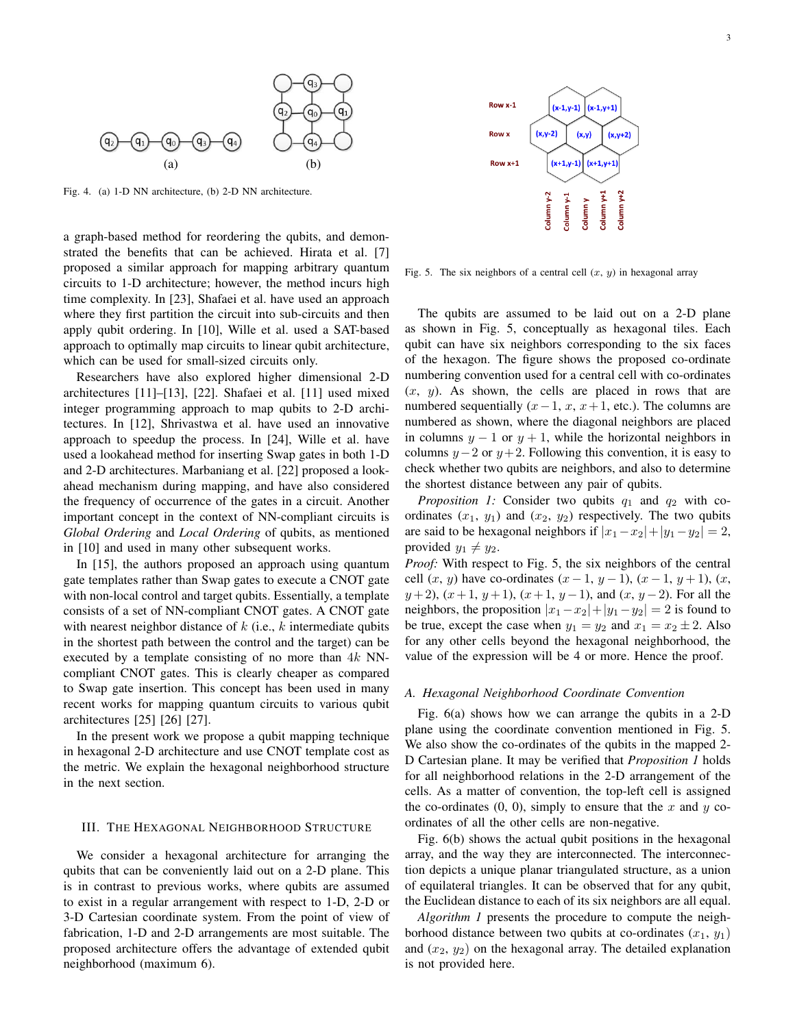Fig. 4. (a) 1-D NN architecture, (b) 2-D NN architecture.

a graph-based method for reordering the qubits, and demonstrated the benefits that can be achieved. Hirata et al. [7] proposed a similar approach for mapping arbitrary quantum circuits to 1-D architecture; however, the method incurs high time complexity. In [23], Shafaei et al. have used an approach where they first partition the circuit into sub-circuits and then apply qubit ordering. In [10], Wille et al. used a SAT-based approach to optimally map circuits to linear qubit architecture, which can be used for small-sized circuits only.

Researchers have also explored higher dimensional 2-D architectures [11]–[13], [22]. Shafaei et al. [11] used mixed integer programming approach to map qubits to 2-D architectures. In [12], Shrivastwa et al. have used an innovative approach to speedup the process. In [24], Wille et al. have used a lookahead method for inserting Swap gates in both 1-D and 2-D architectures. Marbaniang et al. [22] proposed a look-ahead mechanism during mapping, and have also considered the frequency of occurrence of the gates in a circuit. Another important concept in the context of NN-compliant circuits is *Global Ordering* and *Local Ordering* of qubits, as mentioned in [10] and used in many other subsequent works.

In [15], the authors proposed an approach using quantum gate templates rather than Swap gates to execute a CNOT gate with non-local control and target qubits. Essentially, a template consists of a set of NN-compliant CNOT gates. A CNOT gate with nearest neighbor distance of $k$ (i.e., $k$ intermediate qubits in the shortest path between the control and the target) can be executed by a template consisting of no more than $4k$ NN-compliant CNOT gates. This is clearly cheaper as compared to Swap gate insertion. This concept has been used in many recent works for mapping quantum circuits to various qubit architectures [25] [26] [27].

In the present work we propose a qubit mapping technique in hexagonal 2-D architecture and use CNOT template cost as the metric. We explain the hexagonal neighborhood structure in the next section.

## III. The Hexagonal Neighborhood Structure

We consider a hexagonal architecture for arranging the qubits that can be conveniently laid out on a 2-D plane. This is in contrast to previous works, where qubits are assumed to exist in a regular arrangement with respect to 1-D, 2-D or 3-D Cartesian coordinate system. From the point of view of fabrication, 1-D and 2-D arrangements are most suitable. The proposed architecture offers the advantage of extended qubit neighborhood (maximum 6).

Fig. 5. The six neighbors of a central cell ($x$, $y$) in hexagonal array

The qubits are assumed to be laid out on a 2-D plane as shown in Fig. 5, conceptually as hexagonal tiles. Each qubit can have six neighbors corresponding to the six faces of the hexagon. The figure shows the proposed co-ordinate numbering convention used for a central cell with co-ordinates ($x$, $y$). As shown, the cells are placed in rows that are numbered sequentially ($x-1$, $x$, $x+1$, etc.). The columns are numbered as shown, where the diagonal neighbors are placed in columns $y-1$ or $y+1$, while the horizontal neighbors in columns $y-2$ or $y+2$. Following this convention, it is easy to check whether two qubits are neighbors, and also to determine the shortest distance between any pair of qubits.

*Proposition 1:* Consider two qubits $q_1$ and $q_2$ with co-ordinates ($x_1$, $y_1$) and ($x_2$, $y_2$) respectively. The two qubits are said to be hexagonal neighbors if $|x_1 - x_2| + |y_1 - y_2| = 2$, provided $y_1 \neq y_2$.

*Proof:* With respect to Fig. 5, the six neighbors of the central cell ($x$, $y$) have co-ordinates ($x-1$, $y-1$), ($x-1$, $y+1$), ($x$, $y+2$), ($x+1$, $y+1$), ($x+1$, $y-1$), and ($x$, $y-2$). For all the neighbors, the proposition $|x_1 - x_2| + |y_1 - y_2| = 2$ is found to be true, except the case when $y_1 = y_2$ and $x_1 = x_2 \pm 2$. Also for any other cells beyond the hexagonal neighborhood, the value of the expression will be 4 or more. Hence the proof.

### A. Hexagonal Neighborhood Coordinate Convention

Fig. 6(a) shows how we can arrange the qubits in a 2-D plane using the coordinate convention mentioned in Fig. 5. We also show the co-ordinates of the qubits in the mapped 2-D Cartesian plane. It may be verified that *Proposition 1* holds for all neighborhood relations in the 2-D arrangement of the cells. As a matter of convention, the top-left cell is assigned the co-ordinates (0, 0), simply to ensure that the $x$ and $y$ co-ordinates of all the other cells are non-negative.

Fig. 6(b) shows the actual qubit positions in the hexagonal array, and the way they are interconnected. The interconnection depicts a unique planar triangulated structure, as a union of equilateral triangles. It can be observed that for any qubit, the Euclidean distance to each of its six neighbors are all equal.

*Algorithm 1* presents the procedure to compute the neighborhood distance between two qubits at co-ordinates ($x_1$, $y_1$) and ($x_2$, $y_2$) on the hexagonal array. The detailed explanation is not provided here.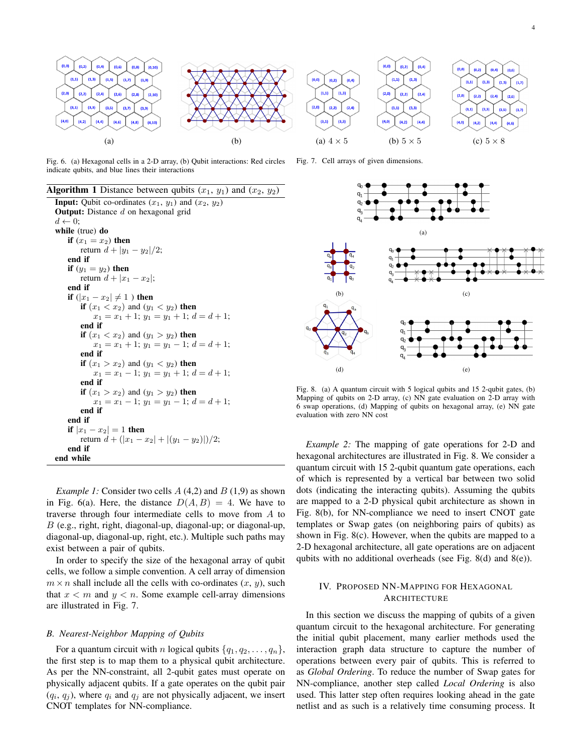Fig. 6. (a) Hexagonal cells in a 2-D array, (b) Qubit interactions: Red circles indicate qubits, and blue lines their interactions

Fig. 7. Cell arrays of given dimensions.

**Algorithm 1** Distance between qubits ($x_1$, $y_1$) and ($x_2$, $y_2$)

```
Input: Qubit co-ordinates (x1, y1) and (x2, y2)
Output: Distance d on hexagonal grid
d ← 0;
while (true) do
    if (x1 = x2) then
        return d + |y1 − y2|/2;
    end if
    if (y1 = y2) then
        return d + |x1 − x2|;
    end if
    if (|x1 − x2| ≠ 1 ) then
        if (x1 < x2) and (y1 < y2) then
            x1 = x1 + 1; y1 = y1 + 1; d = d + 1;
        end if
        if (x1 < x2) and (y1 > y2) then
            x1 = x1 + 1; y1 = y1 − 1; d = d + 1;
        end if
        if (x1 > x2) and (y1 < y2) then
            x1 = x1 − 1; y1 = y1 + 1; d = d + 1;
        end if
        if (x1 > x2) and (y1 > y2) then
            x1 = x1 − 1; y1 = y1 − 1; d = d + 1;
        end if
    end if
    if |x1 − x2| = 1 then
        return d + (|x1 − x2| + |(y1 − y2)|)/2;
    end if
end while
```

*Example 1:* Consider two cells $A$ (4,2) and $B$ (1,9) as shown in Fig. 6(a). Here, the distance $D(A, B) = 4$. We have to traverse through four intermediate cells to move from $A$ to $B$ (e.g., right, right, diagonal-up, diagonal-up; or diagonal-up, diagonal-up, diagonal-up, right, etc.). Multiple such paths may exist between a pair of qubits.

In order to specify the size of the hexagonal array of qubit cells, we follow a simple convention. A cell array of dimension $m \times n$ shall include all the cells with co-ordinates ($x$, $y$), such that $x < m$ and $y < n$. Some example cell-array dimensions are illustrated in Fig. 7.

### B. Nearest-Neighbor Mapping of Qubits

For a quantum circuit with $n$ logical qubits $\{q_1, q_2, \ldots, q_n\}$, the first step is to map them to a physical qubit architecture. As per the NN-constraint, all 2-qubit gates must operate on physically adjacent qubits. If a gate operates on the qubit pair ($q_i$, $q_j$), where $q_i$ and $q_j$ are not physically adjacent, we insert CNOT templates for NN-compliance.

Fig. 8. (a) A quantum circuit with 5 logical qubits and 15 2-qubit gates, (b) Mapping of qubits on 2-D array, (c) NN gate evaluation on 2-D array with 6 swap operations, (d) Mapping of qubits on hexagonal array, (e) NN gate evaluation with zero NN cost

*Example 2:* The mapping of gate operations for 2-D and hexagonal architectures are illustrated in Fig. 8. We consider a quantum circuit with 15 2-qubit quantum gate operations, each of which is represented by a vertical bar between two solid dots (indicating the interacting qubits). Assuming the qubits are mapped to a 2-D physical qubit architecture as shown in Fig. 8(b), for NN-compliance we need to insert CNOT gate templates or Swap gates (on neighboring pairs of qubits) as shown in Fig. 8(c). However, when the qubits are mapped to a 2-D hexagonal architecture, all gate operations are on adjacent qubits with no additional overheads (see Fig. 8(d) and 8(e)).

## IV. Proposed NN-Mapping for Hexagonal Architecture

In this section we discuss the mapping of qubits of a given quantum circuit to the hexagonal architecture. For generating the initial qubit placement, many earlier methods used the interaction graph data structure to capture the number of operations between every pair of qubits. This is referred to as *Global Ordering*. To reduce the number of Swap gates for NN-compliance, another step called *Local Ordering* is also used. This latter step often requires looking ahead in the gate netlist and as such is a relatively time consuming process. It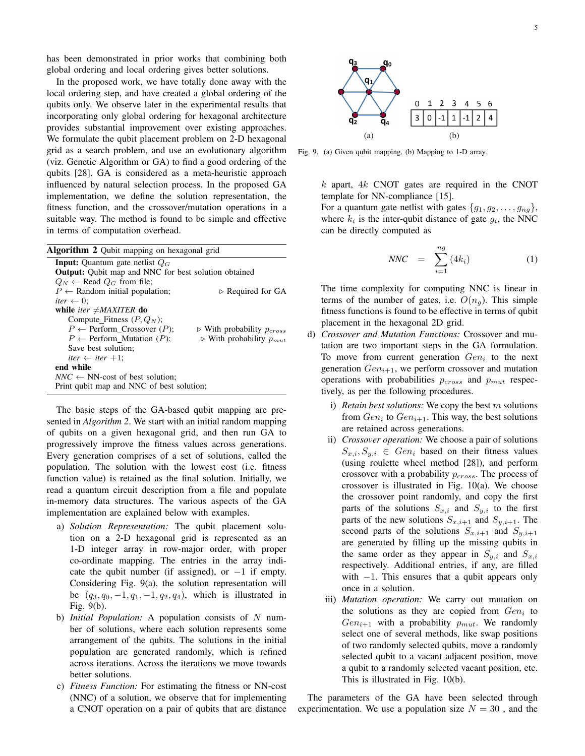has been demonstrated in prior works that combining both global ordering and local ordering gives better solutions.

In the proposed work, we have totally done away with the local ordering step, and have created a global ordering of the qubits only. We observe later in the experimental results that incorporating only global ordering for hexagonal architecture provides substantial improvement over existing approaches. We formulate the qubit placement problem on 2-D hexagonal grid as a search problem, and use an evolutionary algorithm (viz. Genetic Algorithm or GA) to find a good ordering of the qubits [28]. GA is considered as a meta-heuristic approach influenced by natural selection process. In the proposed GA implementation, we define the solution representation, the fitness function, and the crossover/mutation operations in a suitable way. The method is found to be simple and effective in terms of computation overhead.

**Algorithm 2** Qubit mapping on hexagonal grid

```
Input: Quantum gate netlist Q_G
Output: Qubit map and NNC for best solution obtained
Q_N ← Read Q_G from file;
P ← Random initial population;               ▷ Required for GA
iter ← 0;
while iter ≠ MAXITER do
    Compute_Fitness (P, Q_N);
    P ← Perform_Crossover (P);               ▷ With probability p_cross
    P ← Perform_Mutation (P);                ▷ With probability p_mut
    Save best solution;
    iter ← iter +1;
end while
NNC ← NN-cost of best solution;
Print qubit map and NNC of best solution;
```

The basic steps of the GA-based qubit mapping are presented in *Algorithm 2*. We start with an initial random mapping of qubits on a given hexagonal grid, and then run GA to progressively improve the fitness values across generations. Every generation comprises of a set of solutions, called the population. The solution with the lowest cost (i.e. fitness function value) is retained as the final solution. Initially, we read a quantum circuit description from a file and populate in-memory data structures. The various aspects of the GA implementation are explained below with examples.

a) *Solution Representation:* The qubit placement solution on a 2-D hexagonal grid is represented as an 1-D integer array in row-major order, with proper co-ordinate mapping. The entries in the array indicate the qubit number (if assigned), or $-1$ if empty. Considering Fig. 9(a), the solution representation will be $(q_3, q_0, -1, q_1, -1, q_2, q_4)$, which is illustrated in Fig. 9(b).

b) *Initial Population:* A population consists of $N$ number of solutions, where each solution represents some arrangement of the qubits. The solutions in the initial population are generated randomly, which is refined across iterations. Across the iterations we move towards better solutions.

c) *Fitness Function:* For estimating the fitness or NN-cost (NNC) of a solution, we observe that for implementing a CNOT operation on a pair of qubits that are distance $k$ apart, $4k$ CNOT gates are required in the CNOT template for NN-compliance [15].
For a quantum gate netlist with gates $\{g_1, g_2, \ldots, g_{ng}\}$, where $k_i$ is the inter-qubit distance of gate $g_i$, the NNC can be directly computed as

$$NNC = \sum_{i=1}^{ng} (4k_i) \quad (1)$$

The time complexity for computing NNC is linear in terms of the number of gates, i.e. $O(n_g)$. This simple fitness functions is found to be effective in terms of qubit placement in the hexagonal 2D grid.

| 0 | 1 | 2 | 3 | 4 | 5 | 6 |
|---|---|---|---|---|---|---|
| 3 | 0 | -1 | 1 | -1 | 2 | 4 |

Fig. 9. (a) Given qubit mapping, (b) Mapping to 1-D array.

d) *Crossover and Mutation Functions:* Crossover and mutation are two important steps in the GA formulation. To move from current generation $Gen_i$ to the next generation $Gen_{i+1}$, we perform crossover and mutation operations with probabilities $p_{cross}$ and $p_{mut}$ respectively, as per the following procedures.

   i) *Retain best solutions:* We copy the best $m$ solutions from $Gen_i$ to $Gen_{i+1}$. This way, the best solutions are retained across generations.

   ii) *Crossover operation:* We choose a pair of solutions $S_{x,i}, S_{y,i} \in Gen_i$ based on their fitness values (using roulette wheel method [28]), and perform crossover with a probability $p_{cross}$. The process of crossover is illustrated in Fig. 10(a). We choose the crossover point randomly, and copy the first parts of the solutions $S_{x,i}$ and $S_{y,i}$ to the first parts of the new solutions $S_{x,i+1}$ and $S_{y,i+1}$. The second parts of the solutions $S_{x,i+1}$ and $S_{y,i+1}$ are generated by filling up the missing qubits in the same order as they appear in $S_{y,i}$ and $S_{x,i}$ respectively. Additional entries, if any, are filled with $-1$. This ensures that a qubit appears only once in a solution.

   iii) *Mutation operation:* We carry out mutation on the solutions as they are copied from $Gen_i$ to $Gen_{i+1}$ with a probability $p_{mut}$. We randomly select one of several methods, like swap positions of two randomly selected qubits, move a randomly selected qubit to a vacant adjacent position, move a qubit to a randomly selected vacant position, etc. This is illustrated in Fig. 10(b).

The parameters of the GA have been selected through experimentation. We use a population size $N = 30$ , and the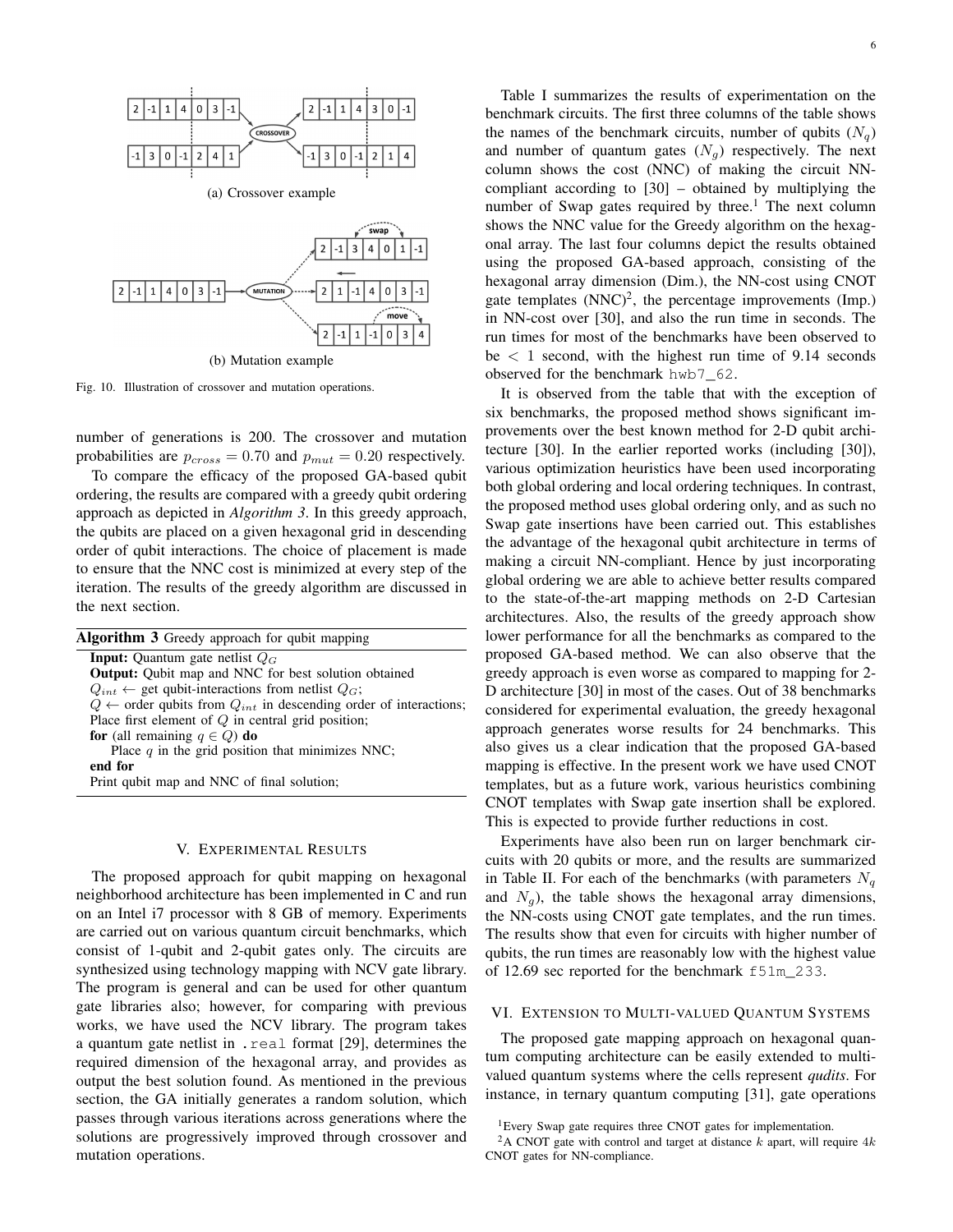(a) Crossover example

(b) Mutation example

Fig. 10. Illustration of crossover and mutation operations.

number of generations is 200. The crossover and mutation probabilities are $p_{cross} = 0.70$ and $p_{mut} = 0.20$ respectively.

To compare the efficacy of the proposed GA-based qubit ordering, the results are compared with a greedy qubit ordering approach as depicted in *Algorithm 3*. In this greedy approach, the qubits are placed on a given hexagonal grid in descending order of qubit interactions. The choice of placement is made to ensure that the NNC cost is minimized at every step of the iteration. The results of the greedy algorithm are discussed in the next section.

**Algorithm 3** Greedy approach for qubit mapping

```
Input: Quantum gate netlist Q_G
Output: Qubit map and NNC for best solution obtained
Q_int ← get qubit-interactions from netlist Q_G;
Q ← order qubits from Q_int in descending order of interactions;
Place first element of Q in central grid position;
for (all remaining q ∈ Q) do
    Place q in the grid position that minimizes NNC;
end for
Print qubit map and NNC of final solution;
```

## V. Experimental Results

The proposed approach for qubit mapping on hexagonal neighborhood architecture has been implemented in C and run on an Intel i7 processor with 8 GB of memory. Experiments are carried out on various quantum circuit benchmarks, which consist of 1-qubit and 2-qubit gates only. The circuits are synthesized using technology mapping with NCV gate library. The program is general and can be used for other quantum gate libraries also; however, for comparing with previous works, we have used the NCV library. The program takes a quantum gate netlist in `.real` format [29], determines the required dimension of the hexagonal array, and provides as output the best solution found. As mentioned in the previous section, the GA initially generates a random solution, which passes through various iterations across generations where the solutions are progressively improved through crossover and mutation operations.

Table I summarizes the results of experimentation on the benchmark circuits. The first three columns of the table shows the names of the benchmark circuits, number of qubits ($N_q$) and number of quantum gates ($N_g$) respectively. The next column shows the cost (NNC) of making the circuit NN-compliant according to [30] – obtained by multiplying the number of Swap gates required by three.[1] The next column shows the NNC value for the Greedy algorithm on the hexagonal array. The last four columns depict the results obtained using the proposed GA-based approach, consisting of the hexagonal array dimension (Dim.), the NN-cost using CNOT gate templates (NNC)[2], the percentage improvements (Imp.) in NN-cost over [30], and also the run time in seconds. The run times for most of the benchmarks have been observed to be $< 1$ second, with the highest run time of 9.14 seconds observed for the benchmark `hwb7_62`.

It is observed from the table that with the exception of six benchmarks, the proposed method shows significant improvements over the best known method for 2-D qubit architecture [30]. In the earlier reported works (including [30]), various optimization heuristics have been used incorporating both global ordering and local ordering techniques. In contrast, the proposed method uses global ordering only, and as such no Swap gate insertions have been carried out. This establishes the advantage of the hexagonal qubit architecture in terms of making a circuit NN-compliant. Hence by just incorporating global ordering we are able to achieve better results compared to the state-of-the-art mapping methods on 2-D Cartesian architectures. Also, the results of the greedy approach show lower performance for all the benchmarks as compared to the proposed GA-based method. We can also observe that the greedy approach is even worse as compared to mapping for 2-D architecture [30] in most of the cases. Out of 38 benchmarks considered for experimental evaluation, the greedy hexagonal approach generates worse results for 24 benchmarks. This also gives us a clear indication that the proposed GA-based mapping is effective. In the present work we have used CNOT templates, but as a future work, various heuristics combining CNOT templates with Swap gate insertion shall be explored. This is expected to provide further reductions in cost.

Experiments have also been run on larger benchmark circuits with 20 qubits or more, and the results are summarized in Table II. For each of the benchmarks (with parameters $N_q$ and $N_g$), the table shows the hexagonal array dimensions, the NN-costs using CNOT gate templates, and the run times. The results show that even for circuits with higher number of qubits, the run times are reasonably low with the highest value of 12.69 sec reported for the benchmark `f51m_233`.

## VI. Extension to Multi-valued Quantum Systems

The proposed gate mapping approach on hexagonal quantum computing architecture can be easily extended to multi-valued quantum systems where the cells represent *qudits*. For instance, in ternary quantum computing [31], gate operations

[1] Every Swap gate requires three CNOT gates for implementation.

[2] A CNOT gate with control and target at distance $k$ apart, will require $4k$ CNOT gates for NN-compliance.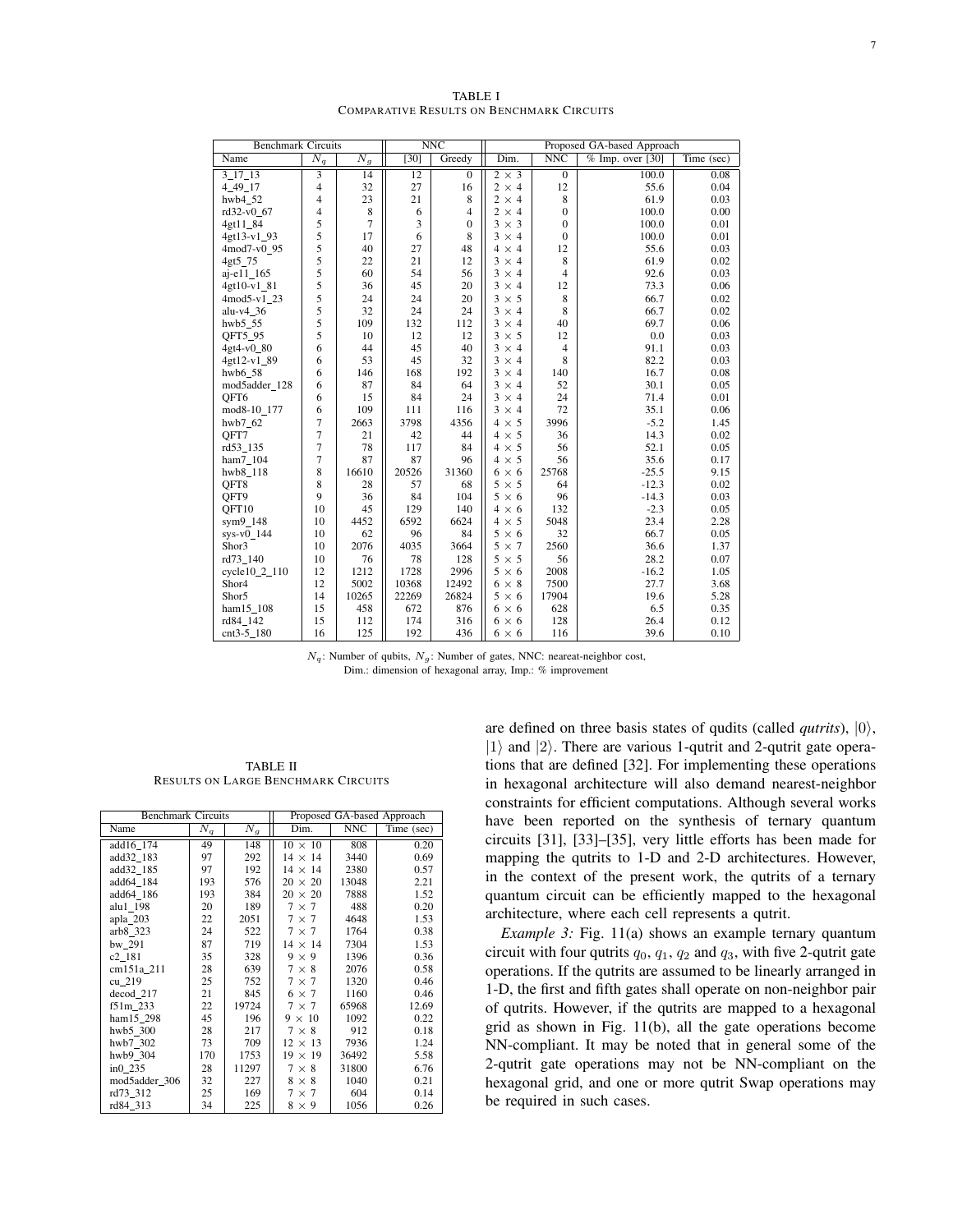TABLE I
COMPARATIVE RESULTS ON BENCHMARK CIRCUITS

| Benchmark Circuits | | | NNC | | Proposed GA-based Approach | | | |
|---|---|---|---|---|---|---|---|---|
| Name | $N_q$ | $N_g$ | [30] | Greedy | Dim. | NNC | % Imp. over [30] | Time (sec) |
| 3_17_13 | 3 | 14 | 12 | 0 | $2 \times 3$ | 0 | 100.0 | 0.08 |
| 4_49_17 | 4 | 32 | 27 | 16 | $2 \times 4$ | 12 | 55.6 | 0.04 |
| hwb4_52 | 4 | 23 | 21 | 8 | $2 \times 4$ | 8 | 61.9 | 0.03 |
| rd32-v0_67 | 4 | 8 | 6 | 4 | $2 \times 4$ | 0 | 100.0 | 0.00 |
| 4gt11_84 | 5 | 7 | 3 | 0 | $3 \times 3$ | 0 | 100.0 | 0.01 |
| 4gt13-v1_93 | 5 | 17 | 6 | 8 | $3 \times 4$ | 0 | 100.0 | 0.01 |
| 4mod7-v0_95 | 5 | 40 | 27 | 48 | $4 \times 4$ | 12 | 55.6 | 0.03 |
| 4gt5_75 | 5 | 22 | 21 | 12 | $3 \times 4$ | 8 | 61.9 | 0.02 |
| aj-e11_165 | 5 | 60 | 54 | 56 | $3 \times 4$ | 4 | 92.6 | 0.03 |
| 4gt10-v1_81 | 5 | 36 | 45 | 20 | $3 \times 4$ | 12 | 73.3 | 0.06 |
| 4mod5-v1_23 | 5 | 24 | 24 | 20 | $3 \times 5$ | 8 | 66.7 | 0.02 |
| alu-v4_36 | 5 | 32 | 24 | 24 | $3 \times 4$ | 8 | 66.7 | 0.02 |
| hwb5_55 | 5 | 109 | 132 | 112 | $3 \times 4$ | 40 | 69.7 | 0.06 |
| QFT5_95 | 5 | 10 | 12 | 12 | $3 \times 5$ | 12 | 0.0 | 0.03 |
| 4gt4-v0_80 | 6 | 44 | 45 | 40 | $3 \times 4$ | 4 | 91.1 | 0.03 |
| 4gt12-v1_89 | 6 | 53 | 45 | 32 | $3 \times 4$ | 8 | 82.2 | 0.03 |
| hwb6_58 | 6 | 146 | 168 | 192 | $3 \times 4$ | 140 | 16.7 | 0.08 |
| mod5adder_128 | 6 | 87 | 84 | 64 | $3 \times 4$ | 52 | 30.1 | 0.05 |
| QFT6 | 6 | 15 | 84 | 24 | $3 \times 4$ | 24 | 71.4 | 0.01 |
| mod8-10_177 | 6 | 109 | 111 | 116 | $3 \times 4$ | 72 | 35.1 | 0.06 |
| hwb7_62 | 7 | 2663 | 3798 | 4356 | $4 \times 5$ | 3996 | -5.2 | 1.45 |
| QFT7 | 7 | 21 | 42 | 44 | $4 \times 5$ | 36 | 14.3 | 0.02 |
| rd53_135 | 7 | 78 | 117 | 84 | $4 \times 5$ | 56 | 52.1 | 0.05 |
| ham7_104 | 7 | 87 | 87 | 96 | $4 \times 5$ | 56 | 35.6 | 0.17 |
| hwb8_118 | 8 | 16610 | 20526 | 31360 | $6 \times 6$ | 25768 | -25.5 | 9.15 |
| QFT8 | 8 | 28 | 57 | 68 | $5 \times 5$ | 64 | -12.3 | 0.02 |
| QFT9 | 9 | 36 | 84 | 104 | $5 \times 6$ | 96 | -14.3 | 0.03 |
| QFT10 | 10 | 45 | 129 | 140 | $4 \times 6$ | 132 | -2.3 | 0.05 |
| sym9_148 | 10 | 4452 | 6592 | 6624 | $4 \times 5$ | 5048 | 23.4 | 2.28 |
| sys-v0_144 | 10 | 62 | 96 | 84 | $5 \times 6$ | 32 | 66.7 | 0.05 |
| Shor3 | 10 | 2076 | 4035 | 3664 | $5 \times 7$ | 2560 | 36.6 | 1.37 |
| rd73_140 | 10 | 76 | 78 | 128 | $5 \times 5$ | 56 | 28.2 | 0.07 |
| cycle10_2_110 | 12 | 1212 | 1728 | 2996 | $5 \times 6$ | 2008 | -16.2 | 1.05 |
| Shor4 | 12 | 5002 | 10368 | 12492 | $6 \times 8$ | 7500 | 27.7 | 3.68 |
| Shor5 | 14 | 10265 | 22269 | 26824 | $5 \times 6$ | 17904 | 19.6 | 5.28 |
| ham15_108 | 15 | 458 | 672 | 876 | $6 \times 6$ | 628 | 6.5 | 0.35 |
| rd84_142 | 15 | 112 | 174 | 316 | $6 \times 6$ | 128 | 26.4 | 0.12 |
| cnt3-5_180 | 16 | 125 | 192 | 436 | $6 \times 6$ | 116 | 39.6 | 0.10 |

$N_q$: Number of qubits, $N_g$: Number of gates, NNC: neareat-neighbor cost,
Dim.: dimension of hexagonal array, Imp.: % improvement

TABLE II
RESULTS ON LARGE BENCHMARK CIRCUITS

| Benchmark Circuits | | | Proposed GA-based Approach | | |
|---|---|---|---|---|---|
| Name | $N_q$ | $N_g$ | Dim. | NNC | Time (sec) |
| add16_174 | 49 | 148 | $10 \times 10$ | 808 | 0.20 |
| add32_183 | 97 | 292 | $14 \times 14$ | 3440 | 0.69 |
| add32_185 | 97 | 192 | $14 \times 14$ | 2380 | 0.57 |
| add64_184 | 193 | 576 | $20 \times 20$ | 13048 | 2.21 |
| add64_186 | 193 | 384 | $20 \times 20$ | 7888 | 1.52 |
| alu1_198 | 20 | 189 | $7 \times 7$ | 488 | 0.20 |
| apla_203 | 22 | 2051 | $7 \times 7$ | 4648 | 1.53 |
| arb8_323 | 24 | 522 | $7 \times 7$ | 1764 | 0.38 |
| bw_291 | 87 | 719 | $14 \times 14$ | 7304 | 1.53 |
| c2_181 | 35 | 328 | $9 \times 9$ | 1396 | 0.36 |
| cm151a_211 | 28 | 639 | $7 \times 8$ | 2076 | 0.58 |
| cu_219 | 25 | 752 | $7 \times 7$ | 1320 | 0.46 |
| decod_217 | 21 | 845 | $6 \times 7$ | 1160 | 0.46 |
| f51m_233 | 22 | 19724 | $7 \times 7$ | 65968 | 12.69 |
| ham15_298 | 45 | 196 | $9 \times 10$ | 1092 | 0.22 |
| hwb5_300 | 28 | 217 | $7 \times 8$ | 912 | 0.18 |
| hwb7_302 | 73 | 709 | $12 \times 13$ | 7936 | 1.24 |
| hwb9_304 | 170 | 1753 | $19 \times 19$ | 36492 | 5.58 |
| in0_235 | 28 | 11297 | $7 \times 8$ | 31800 | 6.76 |
| mod5adder_306 | 32 | 227 | $8 \times 8$ | 1040 | 0.21 |
| rd73_312 | 25 | 169 | $7 \times 7$ | 604 | 0.14 |
| rd84_313 | 34 | 225 | $8 \times 9$ | 1056 | 0.26 |

are defined on three basis states of qudits (called *qutrits*), $|0\rangle$, $|1\rangle$ and $|2\rangle$. There are various 1-qutrit and 2-qutrit gate operations that are defined [32]. For implementing these operations in hexagonal architecture will also demand nearest-neighbor constraints for efficient computations. Although several works have been reported on the synthesis of ternary quantum circuits [31], [33]–[35], very little efforts has been made for mapping the qutrits to 1-D and 2-D architectures. However, in the context of the present work, the qutrits of a ternary quantum circuit can be efficiently mapped to the hexagonal architecture, where each cell represents a qutrit.

*Example 3:* Fig. 11(a) shows an example ternary quantum circuit with four qutrits $q_0$, $q_1$, $q_2$ and $q_3$, with five 2-qutrit gate operations. If the qutrits are assumed to be linearly arranged in 1-D, the first and fifth gates shall operate on non-neighbor pair of qutrits. However, if the qutrits are mapped to a hexagonal grid as shown in Fig. 11(b), all the gate operations become NN-compliant. It may be noted that in general some of the 2-qutrit gate operations may not be NN-compliant on the hexagonal grid, and one or more qutrit Swap operations may be required in such cases.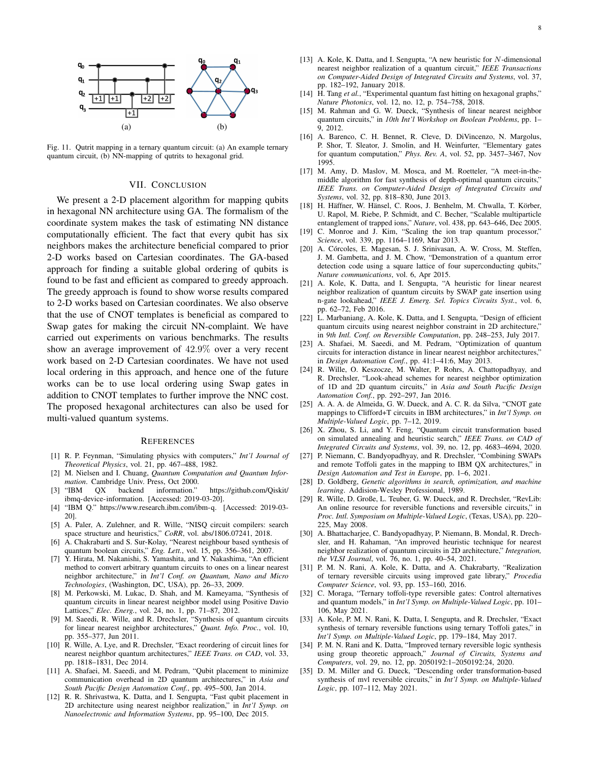Fig. 11. Qutrit mapping in a ternary quantum circuit: (a) An example ternary quantum circuit, (b) NN-mapping of qutrits to hexagonal grid.

## VII. Conclusion

We present a 2-D placement algorithm for mapping qubits in hexagonal NN architecture using GA. The formalism of the coordinate system makes the task of estimating NN distance computationally efficient. The fact that every qubit has six neighbors makes the architecture beneficial compared to prior 2-D works based on Cartesian coordinates. The GA-based approach for finding a suitable global ordering of qubits is found to be fast and efficient as compared to greedy approach. The greedy approach is found to show worse results compared to 2-D works based on Cartesian coordinates. We also observe that the use of CNOT templates is beneficial as compared to Swap gates for making the circuit NN-complaint. We have carried out experiments on various benchmarks. The results show an average improvement of $42.9\%$ over a very recent work based on 2-D Cartesian coordinates. We have not used local ordering in this approach, and hence one of the future works can be to use local ordering using Swap gates in addition to CNOT templates to further improve the NNC cost. The proposed hexagonal architectures can also be used for multi-valued quantum systems.

## References

[1] R. P. Feynman, "Simulating physics with computers," *Int'l Journal of Theoretical Physics*, vol. 21, pp. 467–488, 1982.

[2] M. Nielsen and I. Chuang, *Quantum Computation and Quantum Information*. Cambridge Univ. Press, Oct 2000.

[3] "IBM QX backend information." https://github.com/Qiskit/ibmq-device-information. [Accessed: 2019-03-20].

[4] "IBM Q." https://www.research.ibm.com/ibm-q. [Accessed: 2019-03-20].

[5] A. Paler, A. Zulehner, and R. Wille, "NISQ circuit compilers: search space structure and heuristics," *CoRR*, vol. abs/1806.07241, 2018.

[6] A. Chakrabarti and S. Sur-Kolay, "Nearest neighbour based synthesis of quantum boolean circuits," *Eng. Lett.*, vol. 15, pp. 356–361, 2007.

[7] Y. Hirata, M. Nakanishi, S. Yamashita, and Y. Nakashima, "An efficient method to convert arbitrary quantum circuits to ones on a linear nearest neighbor architecture," in *Int'l Conf. on Quantum, Nano and Micro Technologies*, (Washington, DC, USA), pp. 26–33, 2009.

[8] M. Perkowski, M. Lukac, D. Shah, and M. Kameyama, "Synthesis of quantum circuits in linear nearest neighbor model using Positive Davio Lattices," *Elec. Energ.*, vol. 24, no. 1, pp. 71–87, 2012.

[9] M. Saeedi, R. Wille, and R. Drechsler, "Synthesis of quantum circuits for linear nearest neighbor architectures," *Quant. Info. Proc.*, vol. 10, pp. 355–377, Jun 2011.

[10] R. Wille, A. Lye, and R. Drechsler, "Exact reordering of circuit lines for nearest neighbor quantum architectures," *IEEE Trans. on CAD*, vol. 33, pp. 1818–1831, Dec 2014.

[11] A. Shafaei, M. Saeedi, and M. Pedram, "Qubit placement to minimize communication overhead in 2D quantum architectures," in *Asia and South Pacific Design Automation Conf.*, pp. 495–500, Jan 2014.

[12] R. R. Shrivastwa, K. Datta, and I. Sengupta, "Fast qubit placement in 2D architecture using nearest neighbor realization," in *Int'l Symp. on Nanoelectronic and Information Systems*, pp. 95–100, Dec 2015.

[13] A. Kole, K. Datta, and I. Sengupta, "A new heuristic for $N$-dimensional nearest neighbor realization of a quantum circuit," *IEEE Transactions on Computer-Aided Design of Integrated Circuits and Systems*, vol. 37, pp. 182–192, January 2018.

[14] H. Tang *et al.*, "Experimental quantum fast hitting on hexagonal graphs," *Nature Photonics*, vol. 12, no. 12, p. 754–758, 2018.

[15] M. Rahman and G. W. Dueck, "Synthesis of linear nearest neighbor quantum circuits," in *10th Int'l Workshop on Boolean Problems*, pp. 1–9, 2012.

[16] A. Barenco, C. H. Bennet, R. Cleve, D. DiVincenzo, N. Margolus, P. Shor, T. Sleator, J. Smolin, and H. Weinfurter, "Elementary gates for quantum computation," *Phys. Rev. A*, vol. 52, pp. 3457–3467, Nov 1995.

[17] M. Amy, D. Maslov, M. Mosca, and M. Roetteler, "A meet-in-the-middle algorithm for fast synthesis of depth-optimal quantum circuits," *IEEE Trans. on Computer-Aided Design of Integrated Circuits and Systems*, vol. 32, pp. 818–830, June 2013.

[18] H. Häffner, W. Hänsel, C. Roos, J. Benhelm, M. Chwalla, T. Körber, U. Rapol, M. Riebe, P. Schmidt, and C. Becher, "Scalable multiparticle entanglement of trapped ions," *Nature*, vol. 438, pp. 643–646, Dec 2005.

[19] C. Monroe and J. Kim, "Scaling the ion trap quantum processor," *Science*, vol. 339, pp. 1164–1169, Mar 2013.

[20] A. Córcoles, E. Magesan, S. J. Srinivasan, A. W. Cross, M. Steffen, J. M. Gambetta, and J. M. Chow, "Demonstration of a quantum error detection code using a square lattice of four superconducting qubits," *Nature communications*, vol. 6, Apr 2015.

[21] A. Kole, K. Datta, and I. Sengupta, "A heuristic for linear nearest neighbor realization of quantum circuits by SWAP gate insertion using n-gate lookahead," *IEEE J. Emerg. Sel. Topics Circuits Syst.*, vol. 6, pp. 62–72, Feb 2016.

[22] L. Marbaniang, A. Kole, K. Datta, and I. Sengupta, "Design of efficient quantum circuits using nearest neighbor constraint in 2D architecture," in *9th Intl. Conf. on Reversible Computation*, pp. 248–253, July 2017.

[23] A. Shafaei, M. Saeedi, and M. Pedram, "Optimization of quantum circuits for interaction distance in linear nearest neighbor architectures," in *Design Automation Conf.*, pp. 41:1–41:6, May 2013.

[24] R. Wille, O. Keszocze, M. Walter, P. Rohrs, A. Chattopadhyay, and R. Drechsler, "Look-ahead schemes for nearest neighbor optimization of 1D and 2D quantum circuits," in *Asia and South Pacific Design Automation Conf.*, pp. 292–297, Jan 2016.

[25] A. A. A. de Almeida, G. W. Dueck, and A. C. R. da Silva, "CNOT gate mappings to Clifford+T circuits in IBM architectures," in *Int'l Symp. on Multiple-Valued Logic*, pp. 7–12, 2019.

[26] X. Zhou, S. Li, and Y. Feng, "Quantum circuit transformation based on simulated annealing and heuristic search," *IEEE Trans. on CAD of Integrated Circuits and Systems*, vol. 39, no. 12, pp. 4683–4694, 2020.

[27] P. Niemann, C. Bandyopadhyay, and R. Drechsler, "Combining SWAPs and remote Toffoli gates in the mapping to IBM QX architectures," in *Design Automation and Test in Europe*, pp. 1–6, 2021.

[28] D. Goldberg, *Genetic algorithms in search, optimization, and machine learning*. Addision-Wesley Professional, 1989.

[29] R. Wille, D. Große, L. Teuber, G. W. Dueck, and R. Drechsler, "RevLib: An online resource for reversible functions and reversible circuits," in *Proc. Intl. Symposium on Multiple-Valued Logic*, (Texas, USA), pp. 220–225, May 2008.

[30] A. Bhattacharjee, C. Bandyopadhyay, P. Niemann, B. Mondal, R. Drechsler, and H. Rahaman, "An improved heuristic technique for nearest neighbor realization of quantum circuits in 2D architecture," *Integration, the VLSI Journal*, vol. 76, no. 1, pp. 40–54, 2021.

[31] P. M. N. Rani, A. Kole, K. Datta, and A. Chakrabarty, "Realization of ternary reversible circuits using improved gate library," *Procedia Computer Science*, vol. 93, pp. 153–160, 2016.

[32] C. Moraga, "Ternary toffoli-type reversible gates: Control alternatives and quantum models," in *Int'l Symp. on Multiple-Valued Logic*, pp. 101–106, May 2021.

[33] A. Kole, P. M. N. Rani, K. Datta, I. Sengupta, and R. Drechsler, "Exact synthesis of ternary reversible functions using ternary Toffoli gates," in *Int'l Symp. on Multiple-Valued Logic*, pp. 179–184, May 2017.

[34] P. M. N. Rani and K. Datta, "Improved ternary reversible logic synthesis using group theoretic approach," *Journal of Circuits, Systems and Computers*, vol. 29, no. 12, pp. 2050192:1–2050192:24, 2020.

[35] D. M. Miller and G. Dueck, "Descending order transformation-based synthesis of mvl reversible circuits," in *Int'l Symp. on Multiple-Valued Logic*, pp. 107–112, May 2021.